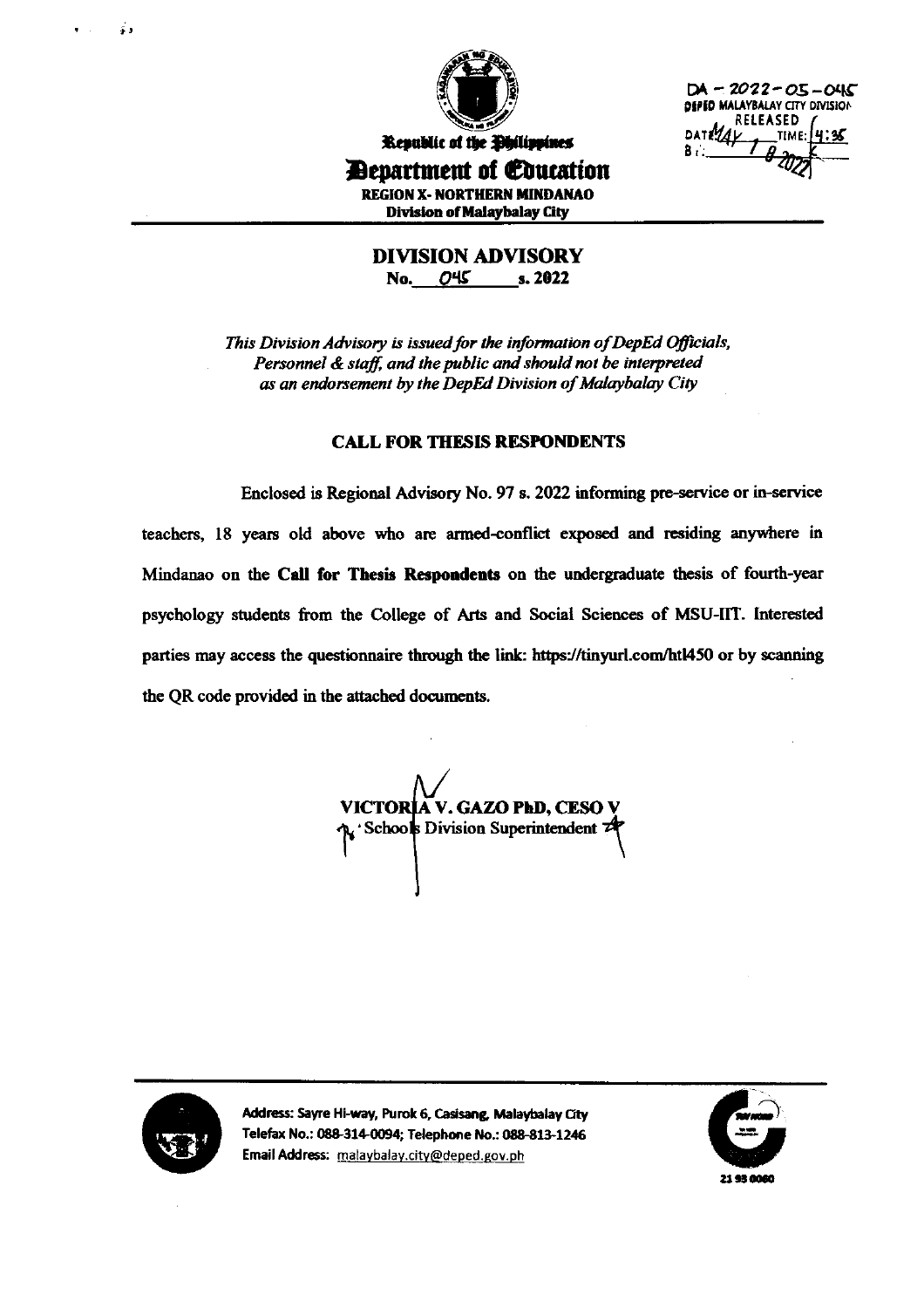DA – 2022-05-045
DEPED MALAYBALAY CITY DIVISION
RELEASED
DATE: MAY 18 2022 TIME: 4:35
BY:

Republic of the Philippines
**Department of Education**
**REGION X- NORTHERN MINDANAO**
**Division of Malaybalay City**

---

## DIVISION ADVISORY
**No. 045 s. 2022**

*This Division Advisory is issued for the information of DepEd Officials, Personnel & staff, and the public and should not be interpreted as an endorsement by the DepEd Division of Malaybalay City*

### CALL FOR THESIS RESPONDENTS

Enclosed is Regional Advisory No. 97 s. 2022 informing pre-service or in-service teachers, 18 years old above who are armed-conflict exposed and residing anywhere in Mindanao on the **Call for Thesis Respondents** on the undergraduate thesis of fourth-year psychology students from the College of Arts and Social Sciences of MSU-IIT. Interested parties may access the questionnaire through the link: https://tinyurl.com/htl450 or by scanning the QR code provided in the attached documents.

**VICTORIA V. GAZO PhD, CESO V**
Schools Division Superintendent

---

Address: Sayre Hi-way, Purok 6, Casisang, Malaybalay City
Telefax No.: 088-314-0094; Telephone No.: 088-813-1246
Email Address: malaybalay.city@deped.gov.ph

21 93 0060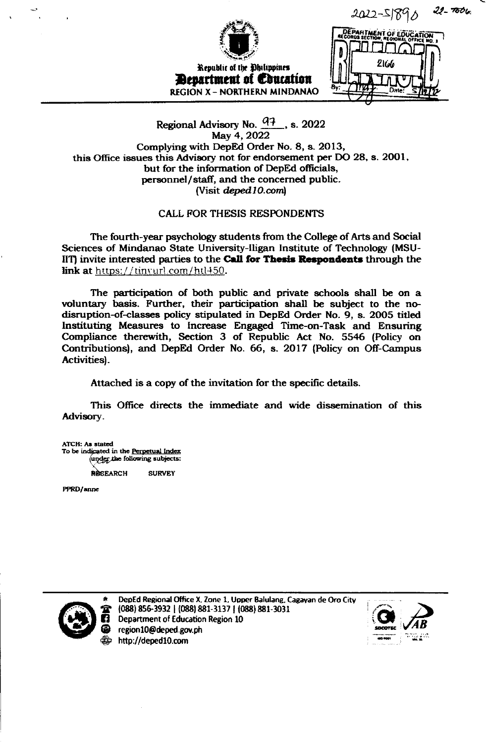Republic of the Philippines
**Department of Education**
REGION X – NORTHERN MINDANAO

2022-S1890 22-7006

DEPARTMENT OF EDUCATION RECORDS SECTION, REGIONAL OFFICE NO. X
RELEASED
2166
By: Date: 5/17/22

Regional Advisory No. 97, s. 2022
May 4, 2022
Complying with DepEd Order No. 8, s. 2013,
this Office issues this Advisory not for endorsement per DO 28, s. 2001,
but for the information of DepEd officials,
personnel/staff, and the concerned public.
(Visit *deped10.com*)

CALL FOR THESIS RESPONDENTS

The fourth-year psychology students from the College of Arts and Social Sciences of Mindanao State University-Iligan Institute of Technology (MSU-IIT) invite interested parties to the **Call for Thesis Respondents** through the link at https://tinyurl.com/htl450.

The participation of both public and private schools shall be on a voluntary basis. Further, their participation shall be subject to the no-disruption-of-classes policy stipulated in DepEd Order No. 9, s. 2005 titled Instituting Measures to Increase Engaged Time-on-Task and Ensuring Compliance therewith, Section 3 of Republic Act No. 5546 (Policy on Contributions), and DepEd Order No. 66, s. 2017 (Policy on Off-Campus Activities).

Attached is a copy of the invitation for the specific details.

This Office directs the immediate and wide dissemination of this Advisory.

ATCH: As stated
To be indicated in the Perpetual Index
under the following subjects:

RESEARCH SURVEY

PPRD/anne

DepEd Regional Office X, Zone 1, Upper Balulang, Cagayan de Oro City
(088) 856-3932 | (088) 881-3137 | (088) 881-3031
Department of Education Region 10
region10@deped.gov.ph
http://deped10.com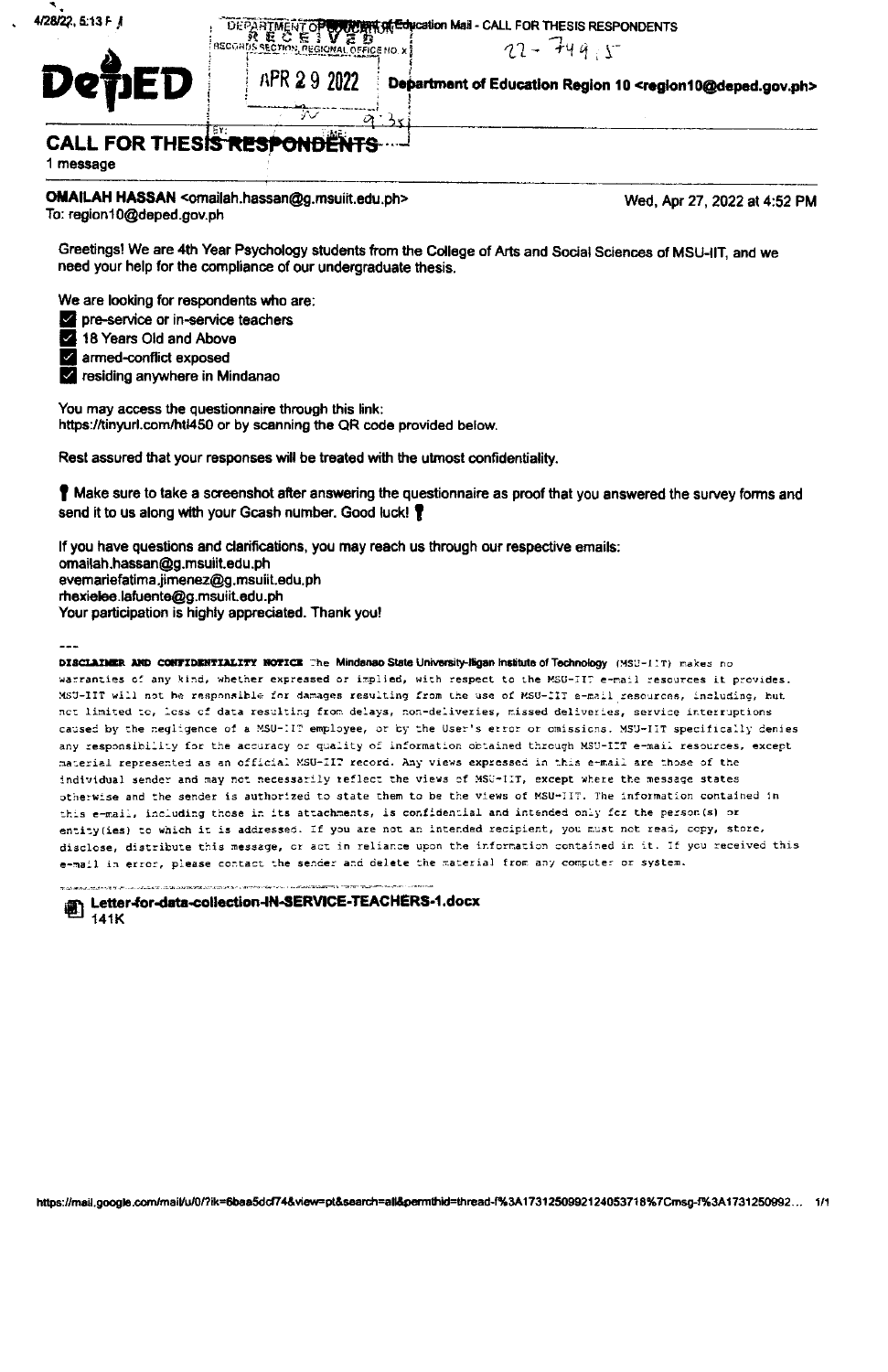DepED

Department of Education Region 10 <region10@deped.gov.ph>

RECEIVED RECORDS SECTION, REGIONAL OFFICE NO. X

APR 29 2022

22-7495

# CALL FOR THESIS RESPONDENTS

1 message

**OMAILAH HASSAN** <omailah.hassan@g.msuiit.edu.ph>
To: region10@deped.gov.ph

Wed, Apr 27, 2022 at 4:52 PM

Greetings! We are 4th Year Psychology students from the College of Arts and Social Sciences of MSU-IIT, and we need your help for the compliance of our undergraduate thesis.

We are looking for respondents who are:

- ☑ pre-service or in-service teachers
- ☑ 18 Years Old and Above
- ☑ armed-conflict exposed
- ☑ residing anywhere in Mindanao

You may access the questionnaire through this link: https://tinyurl.com/ht4450 or by scanning the QR code provided below.

Rest assured that your responses will be treated with the utmost confidentiality.

❗ Make sure to take a screenshot after answering the questionnaire as proof that you answered the survey forms and send it to us along with your Gcash number. Good luck! ❗

If you have questions and clarifications, you may reach us through our respective emails:
omailah.hassan@g.msuiit.edu.ph
evemariefatima.jimenez@g.msuiit.edu.ph
rhexielee.lafuente@g.msuiit.edu.ph
Your participation is highly appreciated. Thank you!

---

**DISCLAIMER AND CONFIDENTIALITY NOTICE** The Mindanao State University-Iligan Institute of Technology (MSU-IIT) makes no warranties of any kind, whether expressed or implied, with respect to the MSU-IIT e-mail resources it provides. MSU-IIT will not be responsible for damages resulting from the use of MSU-IIT e-mail resources, including, but not limited to, loss of data resulting from delays, non-deliveries, missed deliveries, service interruptions caused by the negligence of a MSU-IIT employee, or by the User's error or omissions. MSU-IIT specifically denies any responsibility for the accuracy or quality of information obtained through MSU-IIT e-mail resources, except material represented as an official MSU-IIT record. Any views expressed in this e-mail are those of the individual sender and may not necessarily reflect the views of MSU-IIT, except where the message states otherwise and the sender is authorized to state them to be the views of MSU-IIT. The information contained in this e-mail, including those in its attachments, is confidential and intended only for the person(s) or entity(ies) to which it is addressed. If you are not an intended recipient, you must not read, copy, store, disclose, distribute this message, or act in reliance upon the information contained in it. If you received this e-mail in error, please contact the sender and delete the material from any computer or system.

**Letter-for-data-collection-IN-SERVICE-TEACHERS-1.docx**
141K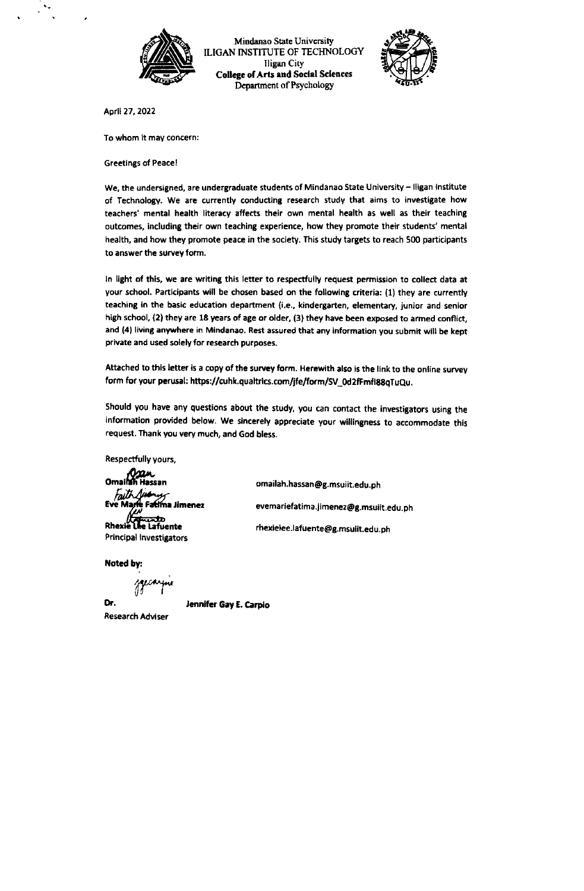Mindanao State University
ILIGAN INSTITUTE OF TECHNOLOGY
Iligan City
**College of Arts and Social Sciences**
Department of Psychology

April 27, 2022

To whom it may concern:

Greetings of Peace!

We, the undersigned, are undergraduate students of Mindanao State University – Iligan Institute of Technology. We are currently conducting research study that aims to investigate how teachers' mental health literacy affects their own mental health as well as their teaching outcomes, including their own teaching experience, how they promote their students' mental health, and how they promote peace in the society. This study targets to reach 500 participants to answer the survey form.

In light of this, we are writing this letter to respectfully request permission to collect data at your school. Participants will be chosen based on the following criteria: (1) they are currently teaching in the basic education department (i.e., kindergarten, elementary, junior and senior high school, (2) they are 18 years of age or older, (3) they have been exposed to armed conflict, and (4) living anywhere in Mindanao. Rest assured that any information you submit will be kept private and used solely for research purposes.

Attached to this letter is a copy of the survey form. Herewith also is the link to the online survey form for your perusal: https://cuhk.qualtrics.com/jfe/form/SV_0d2fFmfl88qTuQu.

Should you have any questions about the study, you can contact the investigators using the information provided below. We sincerely appreciate your willingness to accommodate this request. Thank you very much, and God bless.

Respectfully yours,

**Omailah Hassan** omailah.hassan@g.msuiit.edu.ph

**Eve Marie Fatima Jimenez** evemariefatima.jimenez@g.msuiit.edu.ph

**Rhexie Lee Lafuente** rhexielee.lafuente@g.msuiit.edu.ph

Principal Investigators

**Noted by:**

**Dr. Jennifer Gay E. Carpio**
Research Adviser